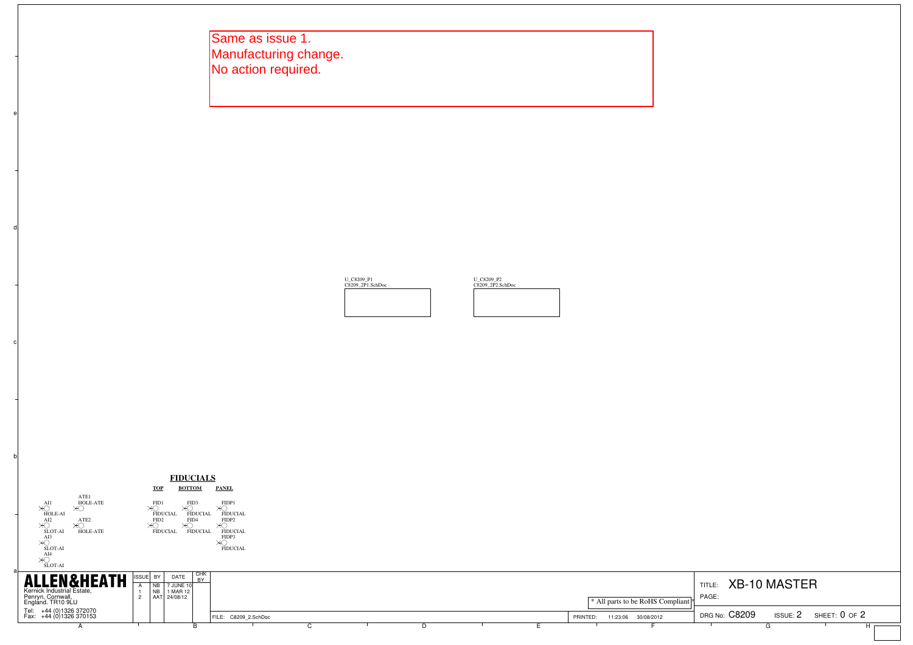Same as issue 1.
Manufacturing change.
No action required.

U_C8209_P1
C8209_2P1.SchDoc

U_C8209_P2
C8209_2P2.SchDoc

## FIDUCIALS

| TOP | BOTTOM | PANEL |
|---|---|---|
| FID1 FIDUCIAL | FID3 FIDUCIAL | FIDP1 FIDUCIAL |
| FID2 FIDUCIAL | FID4 FIDUCIAL | FIDP2 FIDUCIAL |
| | | FIDP3 FIDUCIAL |

AI1 HOLE-AI
ATE1 HOLE-ATE
AI2 SLOT-AI
ATE2 HOLE-ATE
AI3 SLOT-AI
AI4 SLOT-AI

**ALLEN&HEATH**
Kernick Industrial Estate,
Penryn, Cornwall,
England. TR10 9LU
Tel: +44 (0)1326 372070
Fax: +44 (0)1326 370153

| ISSUE | BY | DATE | CHK BY |
|---|---|---|---|
| A | NB | 7 JUNE 10 | |
| 1 | NB | 1 MAR 12 | |
| 2 | AAT | 24/08/12 | |

FILE: C8209_2.SchDoc

\* All parts to be RoHS Compliant \*

PRINTED: 11:23:06 30/08/2012

TITLE: XB-10 MASTER
PAGE:

DRG No: C8209 ISSUE: 2 SHEET: 0 OF 2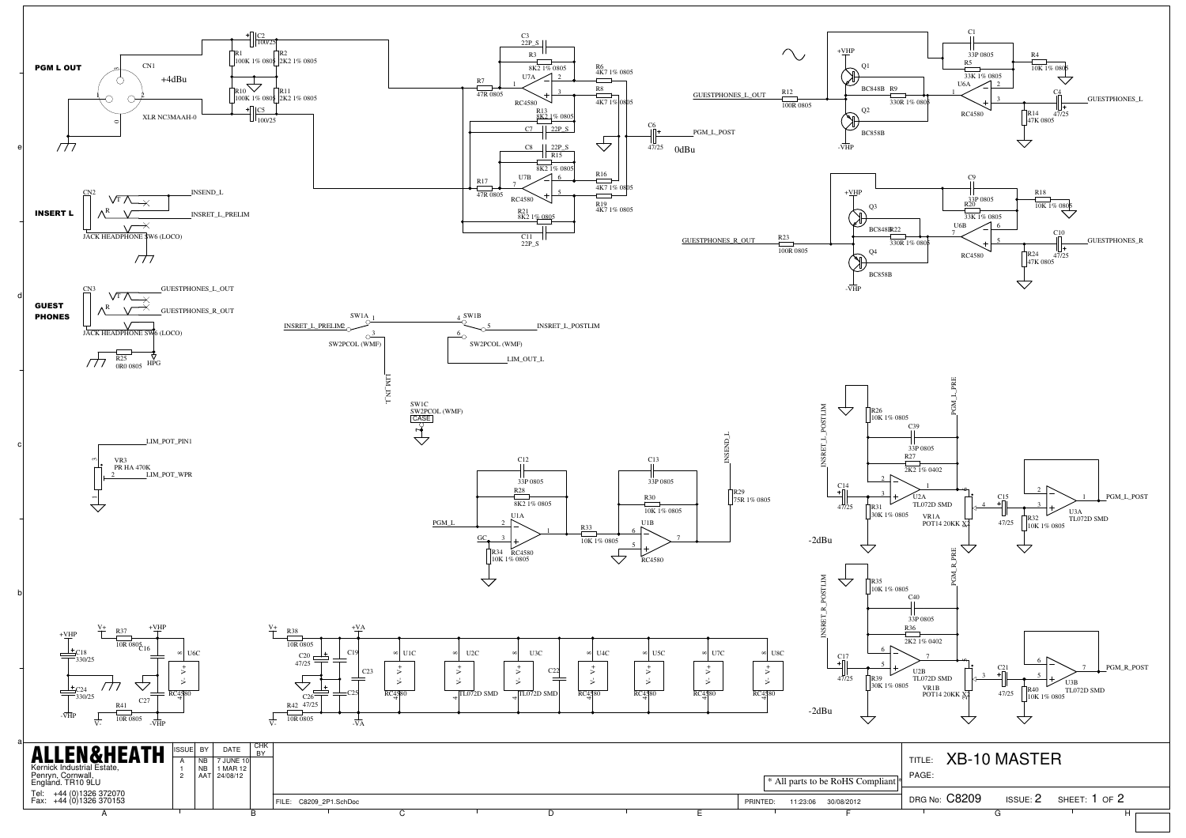## PGM L OUT

CN1 — XLR NC3MAAH-0 — +4dBu

C2 100/25, R1 100K 1% 0805, R2 2K2 1% 0805, R10 100K 1% 0805, R11 2K2 1% 0805, C5 100/25

C3 22P_S, R3 8K2 1% 0805, R7 47R 0805, U7A RC4580, R6 4K7 1% 0805, R8 4K7 1% 0805, R13 8K2 1% 0805, C7 22P_S

C8 22P_S, R15 8K2 1% 0805, R17 47R 0805, U7B RC4580, R16 4K7 1% 0805, R19 4K7 1% 0805, R21 8K2 1% 0805, C11 22P_S

C6 47/25 — PGM_L_POST — 0dBu

## INSERT L

CN2 — JACK HEADPHONE SW6 (LOCO) — INSEND_L, INSRET_L_PRELIM

## GUEST PHONES

CN3 — JACK HEADPHONE SW6 (LOCO) — GUESTPHONES_L_OUT, GUESTPHONES_R_OUT

R25 0R0 0805 — HPG

SW1A SW2PCOL (WMF) — INSRET_L_PRELIM — LIM_IN_L

SW1B SW2PCOL (WMF) — INSRET_L_POSTLIM — LIM_OUT_L

SW1C SW2PCOL (WMF) — CASE

VR3 PR HA 470K — LIM_POT_PIN1, LIM_POT_WPR

GUESTPHONES_L_OUT — R12 100R 0805 — Q1 BC848B, Q2 BC858B, R9 330R 1% 0805 — C1 33P 0805, R5 33K 1% 0805, U6A RC4580, R4 10K 1% 0805, R14 47K 0805, C4 47/25 — GUESTPHONES_L (+VHP, -VHP)

GUESTPHONES_R_OUT — R23 100R 0805 — Q3 BC848B, Q4 BC858B, R22 330R 1% 0805 — C9 33P 0805, R20 33K 1% 0805, U6B RC4580, R18 10K 1% 0805, R24 47K 0805, C10 47/25 — GUESTPHONES_R (+VHP, -VHP)

PGM_L — C12 33P 0805, R28 8K2 1% 0805, U1A RC4580, GC, R34 10K 1% 0805, R33 10K 1% 0805, C13 33P 0805, R30 10K 1% 0805, U1B RC4580, R29 75R 1% 0805 — INSEND_L

INSRET_L_POSTLIM — R26 10K 1% 0805, C39 33P 0805, R27 2K2 1% 0402, C14 47/25, R31 30K 1% 0805, U2A TL072D SMD, VR1A POT14 20KK X2, C15 47/25, R32 10K 1% 0805, U3A TL072D SMD — PGM_L_POST — PGM_L_PRE — -2dBu

INSRET_R_POSTLIM — R35 10K 1% 0805, C40 33P 0805, R36 2K2 1% 0402, C17 47/25, R39 30K 1% 0805, U2B TL072D SMD, VR1B POT14 20KK X2, C21 47/25, R40 10K 1% 0805, U3B TL072D SMD — PGM_R_POST — PGM_R_PRE — -2dBu

+VHP, C18 330/25, C24 330/25, -VHP, V+, R37 10R 0805, C16, R41 10R 0805, C27, V-, U6C

V+, R38 10R 0805, C20 47/25, C19, R42 10R 0805, C26 47/25, C25, +VA, -VA, C23, U1C RC4580, U2C TL072D SMD, U3C TL072D SMD, C22, U4C RC4580, U5C RC4580, U7C RC4580, U8C RC4580

* All parts to be RoHS Compliant *

**ALLEN&HEATH**
Kernick Industrial Estate,
Penryn, Cornwall,
England. TR10 9LU
Tel: +44 (0)1326 372070
Fax: +44 (0)1326 370153

| ISSUE | BY | DATE | CHK BY |
|---|---|---|---|
| A | NB | 7 JUNE 10 | |
| 1 | NB | 1 MAR 12 | |
| 2 | AAT | 24/08/12 | |

FILE: C8209_2P1.SchDoc — PRINTED: 11:23:06 30/08/2012

TITLE: XB-10 MASTER
PAGE:
DRG No: C8209 ISSUE: 2 SHEET: 1 OF 2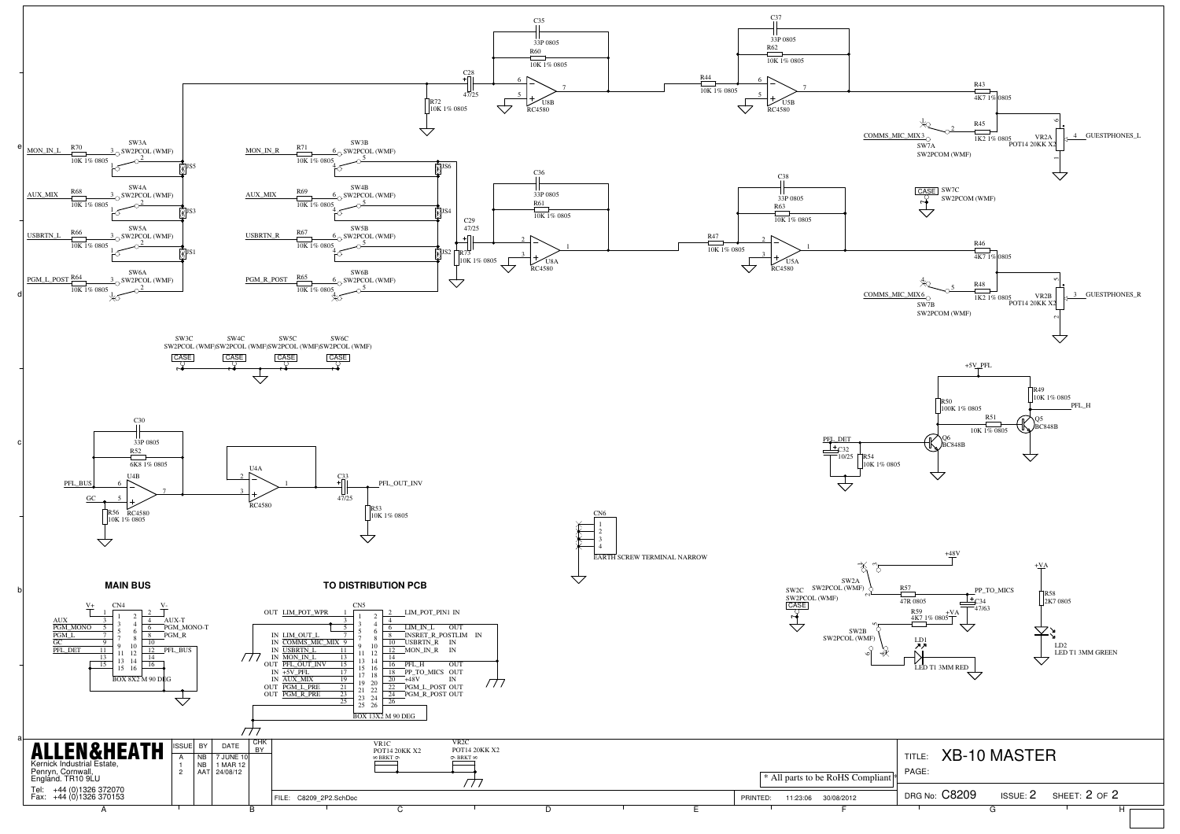**MAIN BUS**

CN4 — BOX 8X2 M 90 DEG

| | | | |
|---|---|---|---|
| V+ | 1 | 2 | V- |
| AUX | 3 | 4 | AUX-T |
| PGM_MONO | 5 | 6 | PGM_MONO-T |
| PGM_L | 7 | 8 | PGM_R |
| GC | 9 | 10 | |
| PFL_DET | 11 | 12 | PFL_BUS |
| | 13 | 14 | |
| | 15 | 16 | |

**TO DISTRIBUTION PCB**

CN5 — BOX 13X2 M 90 DEG

| | | | | | |
|---|---|---|---|---|---|
| OUT | LIM_POT_WPR | 1 | 2 | LIM_POT_PIN1 | IN |
| | | 3 | 4 | | |
| | | 5 | 6 | LIM_IN_L | OUT |
| IN | LIM_OUT_L | 7 | 8 | INSRET_R_POSTLIM | IN |
| IN | COMMS_MIC_MIX | 9 | 10 | USBRTN_R | IN |
| IN | USBRTN_L | 11 | 12 | MON_IN_R | IN |
| IN | MON_IN_L | 13 | 14 | | |
| OUT | PFL_OUT_INV | 15 | 16 | PFL_H | OUT |
| IN | +5V_PFL | 17 | 18 | PP_TO_MICS | OUT |
| IN | AUX_MIX | 19 | 20 | +48V | IN |
| OUT | PGM_L_PRE | 21 | 22 | PGM_L_POST | OUT |
| OUT | PGM_R_PRE | 23 | 24 | PGM_R_POST | OUT |
| | | 25 | 26 | | |

MON_IN_L, R70 10K 1% 0805, SW3A SW2PCOL (WMF), JS5
AUX_MIX, R68 10K 1% 0805, SW4A SW2PCOL (WMF), JS3
USBRTN_L, R66 10K 1% 0805, SW5A SW2PCOL (WMF), JS1
PGM_L_POST, R64 10K 1% 0805, SW6A SW2PCOL (WMF)

MON_IN_R, R71 10K 1% 0805, SW3B SW2PCOL (WMF), JS6
AUX_MIX, R69 10K 1% 0805, SW4B SW2PCOL (WMF), JS4
USBRTN_R, R67 10K 1% 0805, SW5B SW2PCOL (WMF), JS2
PGM_R_POST, R65 10K 1% 0805, SW6B SW2PCOL (WMF)

SW3C SW2PCOL (WMF), SW4C SW2PCOL (WMF), SW5C SW2PCOL (WMF), SW6C SW2PCOL (WMF) — CASE

C28 47/25, R72 10K 1% 0805, C35 33P 0805, R60 10K 1% 0805, U8B RC4580
R44 10K 1% 0805, C37 33P 0805, R62 10K 1% 0805, U5B RC4580
R43 4K7 1% 0805, R45 1K2 1% 0805, COMMS_MIC_MIX, SW7A SW2PCOM (WMF), VR2A POT14 20KK X2, GUESTPHONES_L

C29 47/25, R73 10K 1% 0805, C36 33P 0805, R61 10K 1% 0805, U8A RC4580
R47 10K 1% 0805, C38 33P 0805, R63 10K 1% 0805, U5A RC4580
R46 4K7 1% 0805, R48 1K2 1% 0805, COMMS_MIC_MIX, SW7B SW2PCOM (WMF), VR2B POT14 20KK X2, GUESTPHONES_R

CASE SW7C SW2PCOM (WMF)

PFL_BUS, GC, R56 10K 1% 0805, C30 33P 0805, R52 6K8 1% 0805, U4B RC4580, U4A RC4580, C33 47/25, R53 10K 1% 0805, PFL_OUT_INV

+5V_PFL, R50 100K 1% 0805, R49 10K 1% 0805, R51 10K 1% 0805, Q5 BC848B, PFL_H, PFL_DET, C32 10/25, R54 10K 1% 0805, Q6 BC848B

CN6 EARTH SCREW TERMINAL NARROW (1, 2, 3, 4)

+48V, SW2A SW2PCOL (WMF), SW2C SW2PCOL (WMF) CASE, R57 47R 0805, C34 47/63, PP_TO_MICS, R59 4K7 1% 0805, +VA, SW2B SW2PCOL (WMF), LD1 LED T1 3MM RED

+VA, R58 2K7 0805, LD2 LED T1 3MM GREEN

VR1C POT14 20KK X2 BRKT; VR2C POT14 20KK X2 BRKT

**ALLEN&HEATH**
Kernick Industrial Estate,
Penryn, Cornwall,
England. TR10 9LU
Tel: +44 (0)1326 372070
Fax: +44 (0)1326 370153

| ISSUE | BY | DATE | CHK BY |
|---|---|---|---|
| A | NB | 7 JUNE 10 | |
| 1 | NB | 1 MAR 12 | |
| 2 | AAT | 24/08/12 | |

FILE: C8209_2P2.SchDoc

\* All parts to be RoHS Compliant \*

PRINTED: 11:23:06 30/08/2012

TITLE: XB-10 MASTER
PAGE:
DRG No: C8209 ISSUE: 2 SHEET: 2 OF 2